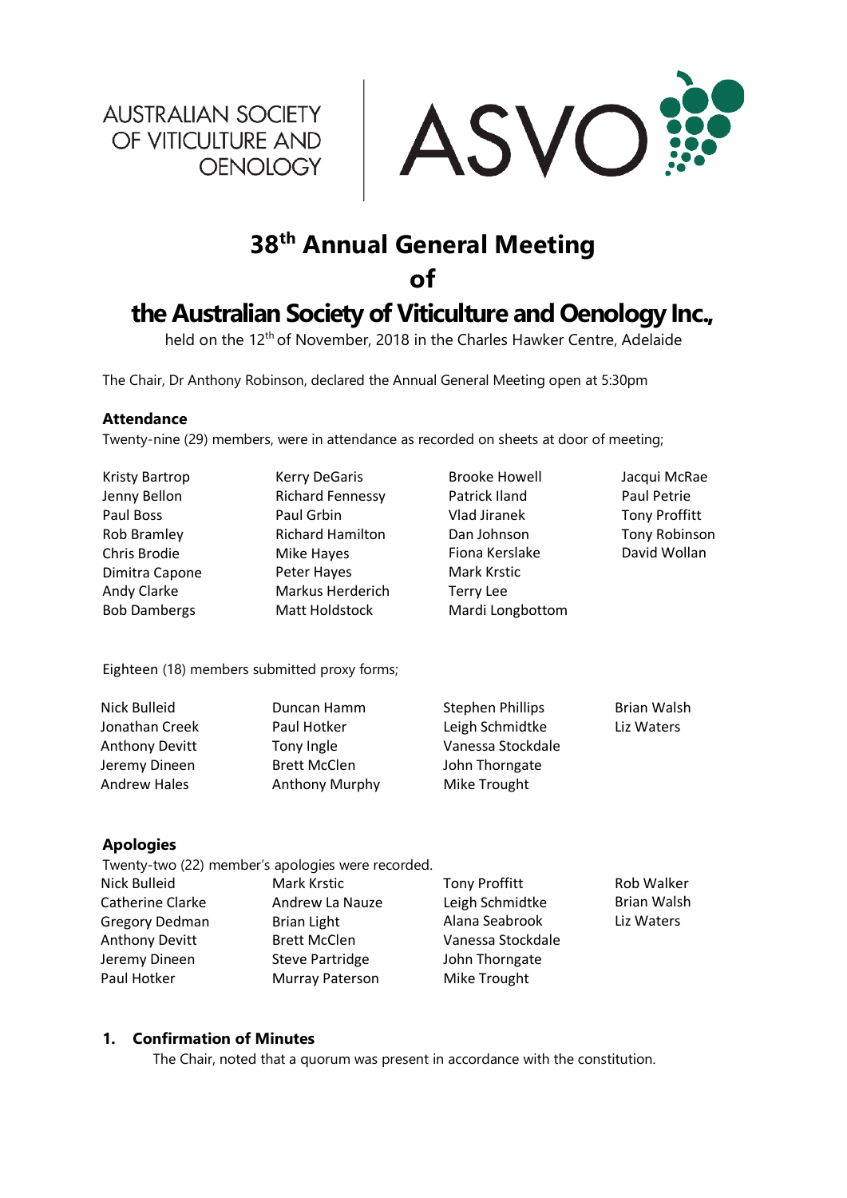AUSTRALIAN SOCIETY OF VITICULTURE AND OENOLOGY

ASVO

# 38th Annual General Meeting of the Australian Society of Viticulture and Oenology Inc.,

held on the 12th of November, 2018 in the Charles Hawker Centre, Adelaide

The Chair, Dr Anthony Robinson, declared the Annual General Meeting open at 5:30pm

### Attendance

Twenty-nine (29) members, were in attendance as recorded on sheets at door of meeting;

| | | | |
|---|---|---|---|
| Kristy Bartrop | Kerry DeGaris | Brooke Howell | Jacqui McRae |
| Jenny Bellon | Richard Fennessy | Patrick Iland | Paul Petrie |
| Paul Boss | Paul Grbin | Vlad Jiranek | Tony Proffitt |
| Rob Bramley | Richard Hamilton | Dan Johnson | Tony Robinson |
| Chris Brodie | Mike Hayes | Fiona Kerslake | David Wollan |
| Dimitra Capone | Peter Hayes | Mark Krstic | |
| Andy Clarke | Markus Herderich | Terry Lee | |
| Bob Dambergs | Matt Holdstock | Mardi Longbottom | |

Eighteen (18) members submitted proxy forms;

| | | | |
|---|---|---|---|
| Nick Bulleid | Duncan Hamm | Stephen Phillips | Brian Walsh |
| Jonathan Creek | Paul Hotker | Leigh Schmidtke | Liz Waters |
| Anthony Devitt | Tony Ingle | Vanessa Stockdale | |
| Jeremy Dineen | Brett McClen | John Thorngate | |
| Andrew Hales | Anthony Murphy | Mike Trought | |

### Apologies

Twenty-two (22) member's apologies were recorded.

| | | | |
|---|---|---|---|
| Nick Bulleid | Mark Krstic | Tony Proffitt | Rob Walker |
| Catherine Clarke | Andrew La Nauze | Leigh Schmidtke | Brian Walsh |
| Gregory Dedman | Brian Light | Alana Seabrook | Liz Waters |
| Anthony Devitt | Brett McClen | Vanessa Stockdale | |
| Jeremy Dineen | Steve Partridge | John Thorngate | |
| Paul Hotker | Murray Paterson | Mike Trought | |

### 1. Confirmation of Minutes

The Chair, noted that a quorum was present in accordance with the constitution.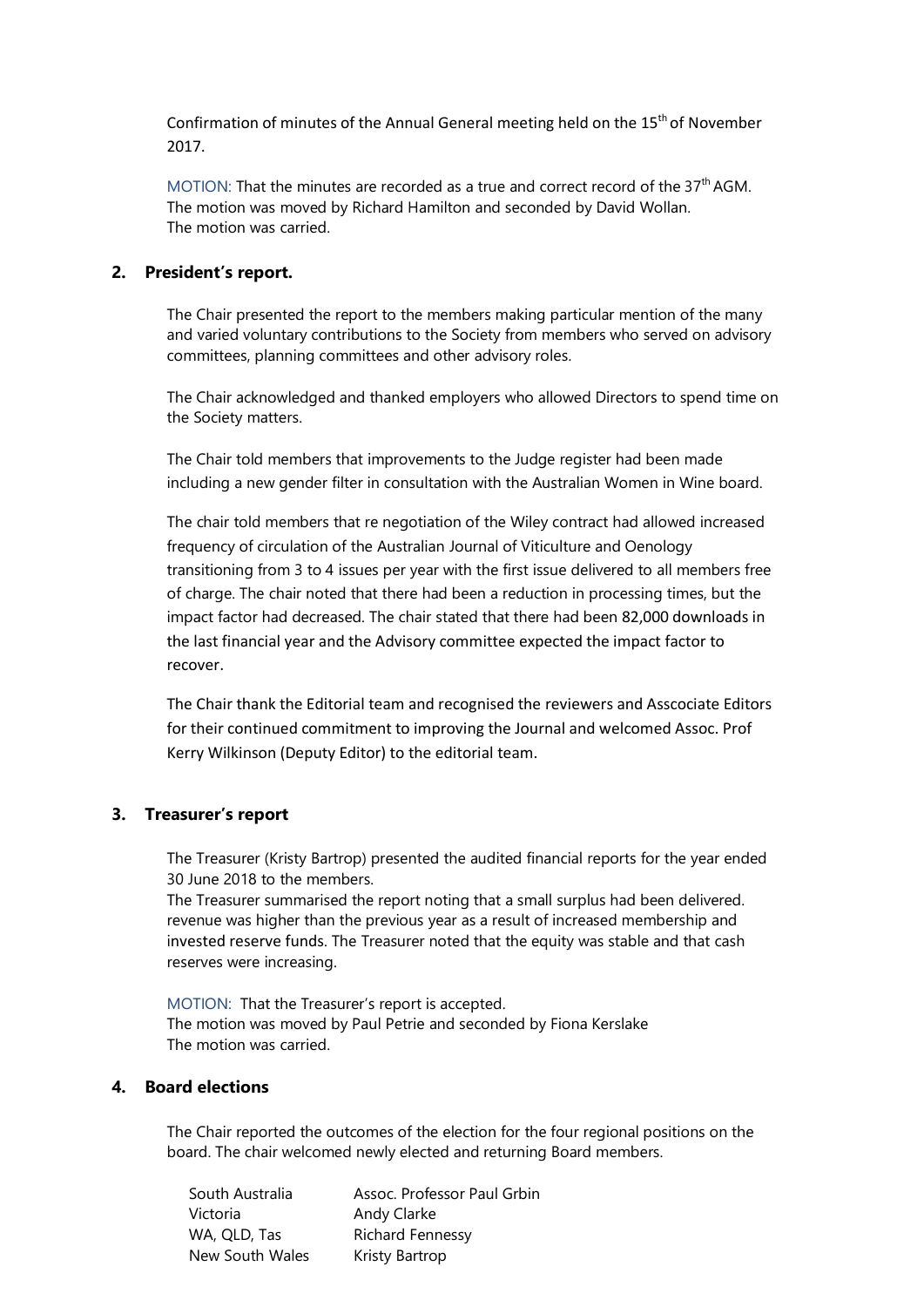Confirmation of minutes of the Annual General meeting held on the 15th of November 2017.

MOTION: That the minutes are recorded as a true and correct record of the 37th AGM.
The motion was moved by Richard Hamilton and seconded by David Wollan.
The motion was carried.

## 2. President's report.

The Chair presented the report to the members making particular mention of the many and varied voluntary contributions to the Society from members who served on advisory committees, planning committees and other advisory roles.

The Chair acknowledged and thanked employers who allowed Directors to spend time on the Society matters.

The Chair told members that improvements to the Judge register had been made including a new gender filter in consultation with the Australian Women in Wine board.

The chair told members that re negotiation of the Wiley contract had allowed increased frequency of circulation of the Australian Journal of Viticulture and Oenology transitioning from 3 to 4 issues per year with the first issue delivered to all members free of charge. The chair noted that there had been a reduction in processing times, but the impact factor had decreased. The chair stated that there had been 82,000 downloads in the last financial year and the Advisory committee expected the impact factor to recover.

The Chair thank the Editorial team and recognised the reviewers and Asscociate Editors for their continued commitment to improving the Journal and welcomed Assoc. Prof Kerry Wilkinson (Deputy Editor) to the editorial team.

## 3. Treasurer's report

The Treasurer (Kristy Bartrop) presented the audited financial reports for the year ended 30 June 2018 to the members.
The Treasurer summarised the report noting that a small surplus had been delivered. revenue was higher than the previous year as a result of increased membership and invested reserve funds. The Treasurer noted that the equity was stable and that cash reserves were increasing.

MOTION: That the Treasurer's report is accepted.
The motion was moved by Paul Petrie and seconded by Fiona Kerslake
The motion was carried.

## 4. Board elections

The Chair reported the outcomes of the election for the four regional positions on the board. The chair welcomed newly elected and returning Board members.

| | |
|---|---|
| South Australia | Assoc. Professor Paul Grbin |
| Victoria | Andy Clarke |
| WA, QLD, Tas | Richard Fennessy |
| New South Wales | Kristy Bartrop |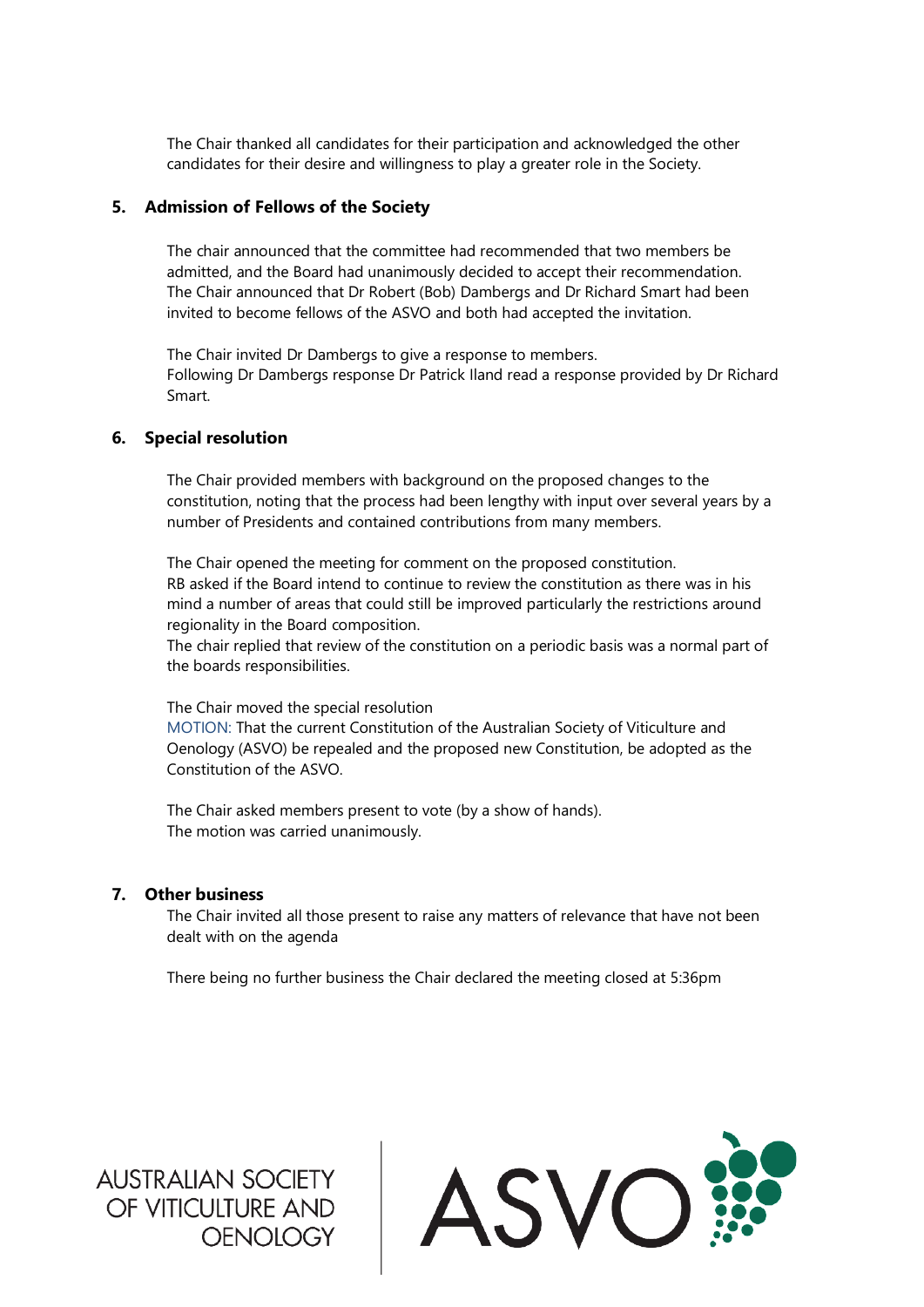The Chair thanked all candidates for their participation and acknowledged the other candidates for their desire and willingness to play a greater role in the Society.

## 5. Admission of Fellows of the Society

The chair announced that the committee had recommended that two members be admitted, and the Board had unanimously decided to accept their recommendation. The Chair announced that Dr Robert (Bob) Dambergs and Dr Richard Smart had been invited to become fellows of the ASVO and both had accepted the invitation.

The Chair invited Dr Dambergs to give a response to members.
Following Dr Dambergs response Dr Patrick Iland read a response provided by Dr Richard Smart.

## 6. Special resolution

The Chair provided members with background on the proposed changes to the constitution, noting that the process had been lengthy with input over several years by a number of Presidents and contained contributions from many members.

The Chair opened the meeting for comment on the proposed constitution.
RB asked if the Board intend to continue to review the constitution as there was in his mind a number of areas that could still be improved particularly the restrictions around regionality in the Board composition.
The chair replied that review of the constitution on a periodic basis was a normal part of the boards responsibilities.

The Chair moved the special resolution
MOTION: That the current Constitution of the Australian Society of Viticulture and Oenology (ASVO) be repealed and the proposed new Constitution, be adopted as the Constitution of the ASVO.

The Chair asked members present to vote (by a show of hands).
The motion was carried unanimously.

## 7. Other business

The Chair invited all those present to raise any matters of relevance that have not been dealt with on the agenda

There being no further business the Chair declared the meeting closed at 5:36pm